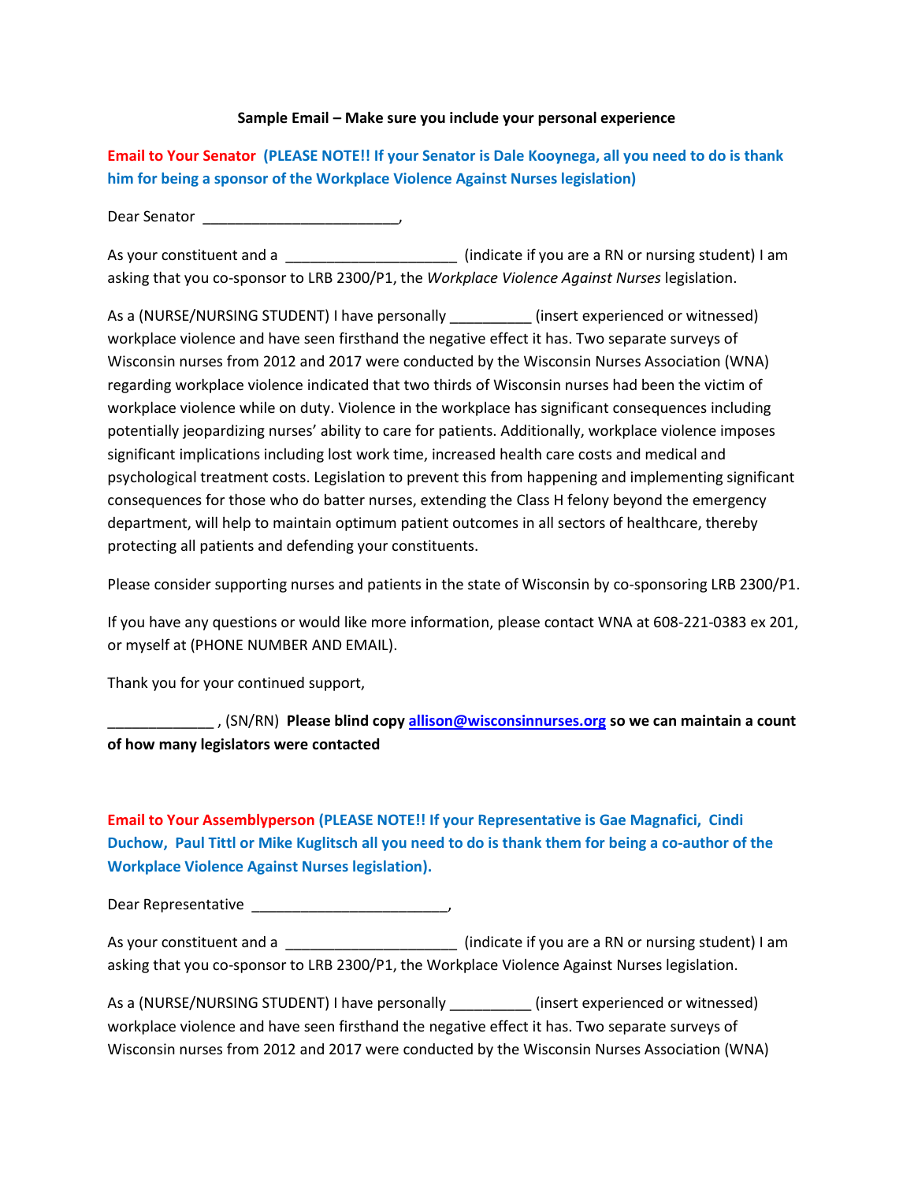**Sample Email – Make sure you include your personal experience**

**Email to Your Senator (PLEASE NOTE!! If your Senator is Dale Kooynega, all you need to do is thank him for being a sponsor of the Workplace Violence Against Nurses legislation)**

Dear Senator ________________________,

As your constituent and a _____________________ (indicate if you are a RN or nursing student) I am asking that you co-sponsor to LRB 2300/P1, the *Workplace Violence Against Nurses* legislation.

As a (NURSE/NURSING STUDENT) I have personally __________ (insert experienced or witnessed) workplace violence and have seen firsthand the negative effect it has. Two separate surveys of Wisconsin nurses from 2012 and 2017 were conducted by the Wisconsin Nurses Association (WNA) regarding workplace violence indicated that two thirds of Wisconsin nurses had been the victim of workplace violence while on duty. Violence in the workplace has significant consequences including potentially jeopardizing nurses' ability to care for patients. Additionally, workplace violence imposes significant implications including lost work time, increased health care costs and medical and psychological treatment costs. Legislation to prevent this from happening and implementing significant consequences for those who do batter nurses, extending the Class H felony beyond the emergency department, will help to maintain optimum patient outcomes in all sectors of healthcare, thereby protecting all patients and defending your constituents.

Please consider supporting nurses and patients in the state of Wisconsin by co-sponsoring LRB 2300/P1.

If you have any questions or would like more information, please contact WNA at 608-221-0383 ex 201, or myself at (PHONE NUMBER AND EMAIL).

Thank you for your continued support,

_____________ , (SN/RN) **Please blind copy [allison@wisconsinnurses.org](mailto:allison@wisconsinnurses.org) so we can maintain a count of how many legislators were contacted**

**Email to Your Assemblyperson (PLEASE NOTE!! If your Representative is Gae Magnafici, Cindi Duchow, Paul Tittl or Mike Kuglitsch all you need to do is thank them for being a co-author of the Workplace Violence Against Nurses legislation).**

Dear Representative ________________________,

As your constituent and a _____________________ (indicate if you are a RN or nursing student) I am asking that you co-sponsor to LRB 2300/P1, the Workplace Violence Against Nurses legislation.

As a (NURSE/NURSING STUDENT) I have personally __________ (insert experienced or witnessed) workplace violence and have seen firsthand the negative effect it has. Two separate surveys of Wisconsin nurses from 2012 and 2017 were conducted by the Wisconsin Nurses Association (WNA)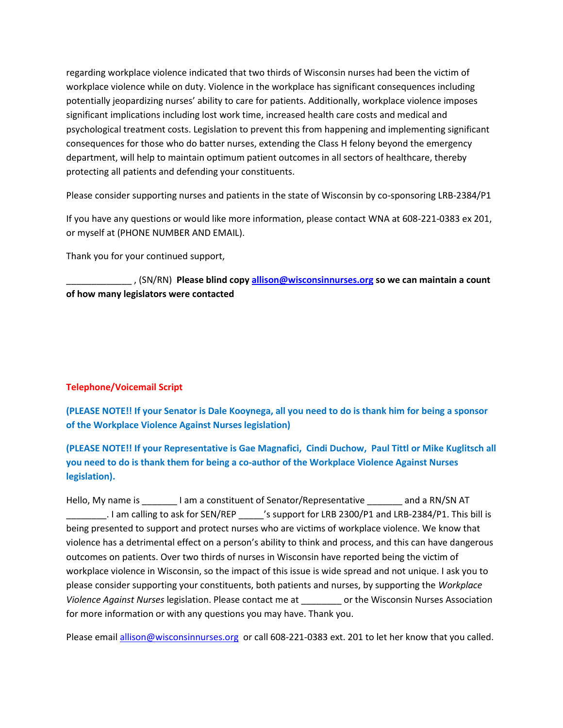regarding workplace violence indicated that two thirds of Wisconsin nurses had been the victim of workplace violence while on duty. Violence in the workplace has significant consequences including potentially jeopardizing nurses' ability to care for patients. Additionally, workplace violence imposes significant implications including lost work time, increased health care costs and medical and psychological treatment costs. Legislation to prevent this from happening and implementing significant consequences for those who do batter nurses, extending the Class H felony beyond the emergency department, will help to maintain optimum patient outcomes in all sectors of healthcare, thereby protecting all patients and defending your constituents.

Please consider supporting nurses and patients in the state of Wisconsin by co-sponsoring LRB-2384/P1

If you have any questions or would like more information, please contact WNA at 608-221-0383 ex 201, or myself at (PHONE NUMBER AND EMAIL).

Thank you for your continued support,

_____________ , (SN/RN) **Please blind copy allison@wisconsinnurses.org so we can maintain a count of how many legislators were contacted**

## Telephone/Voicemail Script

**(PLEASE NOTE!! If your Senator is Dale Kooynega, all you need to do is thank him for being a sponsor of the Workplace Violence Against Nurses legislation)**

**(PLEASE NOTE!! If your Representative is Gae Magnafici, Cindi Duchow, Paul Tittl or Mike Kuglitsch all you need to do is thank them for being a co-author of the Workplace Violence Against Nurses legislation).**

Hello, My name is _______ I am a constituent of Senator/Representative _______ and a RN/SN AT ________. I am calling to ask for SEN/REP _____'s support for LRB 2300/P1 and LRB-2384/P1. This bill is being presented to support and protect nurses who are victims of workplace violence. We know that violence has a detrimental effect on a person's ability to think and process, and this can have dangerous outcomes on patients. Over two thirds of nurses in Wisconsin have reported being the victim of workplace violence in Wisconsin, so the impact of this issue is wide spread and not unique. I ask you to please consider supporting your constituents, both patients and nurses, by supporting the *Workplace Violence Against Nurses* legislation. Please contact me at ________ or the Wisconsin Nurses Association for more information or with any questions you may have. Thank you.

Please email allison@wisconsinnurses.org or call 608-221-0383 ext. 201 to let her know that you called.